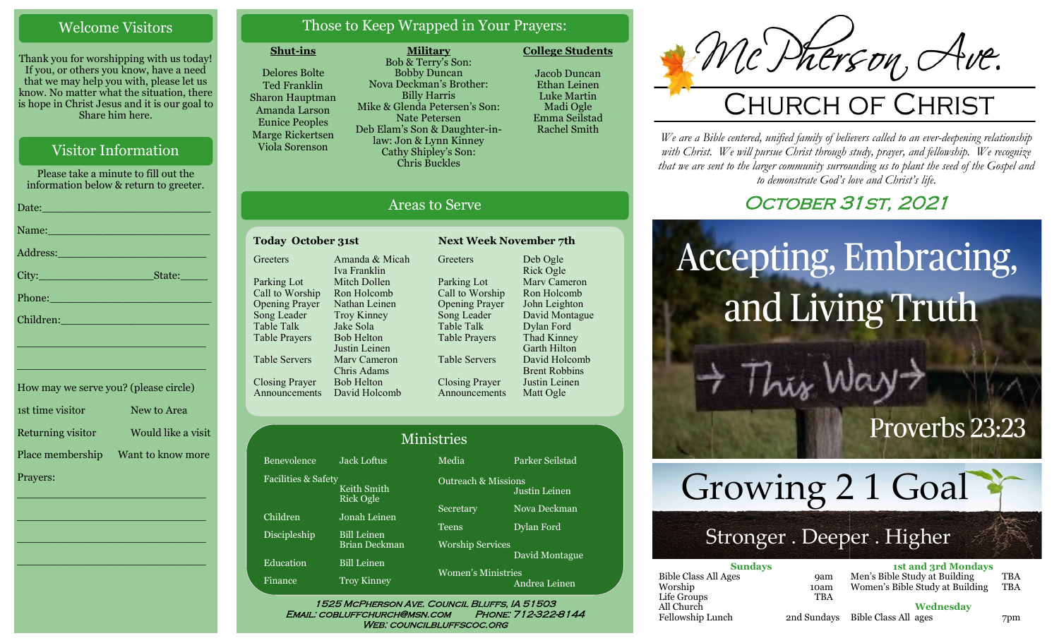## Welcome Visitors

Thank you for worshipping with us today! If you, or others you know, have a need that we may help you with, please let us know. No matter what the situation, there is hope in Christ Jesus and it is our goal to Share him here.

## Visitor Information

Please take a minute to fill out the information below & return to greeter.

Date:\_\_\_\_\_\_\_\_\_\_\_\_\_\_\_\_\_\_\_\_\_\_\_\_\_

Name:\_\_\_\_\_\_\_\_\_\_\_\_\_\_\_\_\_\_\_\_\_\_\_\_\_

Address:\_\_\_\_\_\_\_\_\_\_\_\_\_\_\_\_\_\_\_\_\_\_\_\_

City:\_\_\_\_\_\_\_\_\_\_\_\_\_\_\_\_\_State:\_\_\_\_\_

Phone:\_\_\_\_\_\_\_\_\_\_\_\_\_\_\_\_\_\_\_\_\_\_\_\_\_

Children:\_\_\_\_\_\_\_\_\_\_\_\_\_\_\_\_\_\_\_\_\_\_\_

\_\_\_\_\_\_\_\_\_\_\_\_\_\_\_\_\_\_\_\_\_\_\_\_\_\_\_\_\_\_\_

\_\_\_\_\_\_\_\_\_\_\_\_\_\_\_\_\_\_\_\_\_\_\_\_\_\_\_\_\_\_\_

How may we serve you? (please circle)

| | |
|---|---|
| 1st time visitor | New to Area |
| Returning visitor | Would like a visit |
| Place membership | Want to know more |

Prayers:

\_\_\_\_\_\_\_\_\_\_\_\_\_\_\_\_\_\_\_\_\_\_\_\_\_\_\_\_\_\_\_

\_\_\_\_\_\_\_\_\_\_\_\_\_\_\_\_\_\_\_\_\_\_\_\_\_\_\_\_\_\_\_

\_\_\_\_\_\_\_\_\_\_\_\_\_\_\_\_\_\_\_\_\_\_\_\_\_\_\_\_\_\_\_

\_\_\_\_\_\_\_\_\_\_\_\_\_\_\_\_\_\_\_\_\_\_\_\_\_\_\_\_\_\_\_

## Those to Keep Wrapped in Your Prayers:

**Shut-ins**

Delores Bolte
Ted Franklin
Sharon Hauptman
Amanda Larson
Eunice Peoples
Marge Rickertsen
Viola Sorenson

**Military**

Bob & Terry's Son: Bobby Duncan
Nova Deckman's Brother: Billy Harris
Mike & Glenda Petersen's Son: Nate Petersen
Deb Elam's Son & Daughter-in-law: Jon & Lynn Kinney
Cathy Shipley's Son: Chris Buckles

**College Students**

Jacob Duncan
Ethan Leinen
Luke Martin
Madi Ogle
Emma Seilstad
Rachel Smith

## Areas to Serve

| Today October 31st | | Next Week November 7th | |
|---|---|---|---|
| Greeters | Amanda & Micah, Iva Franklin | Greeters | Deb Ogle, Rick Ogle |
| Parking Lot | Mitch Dollen | Parking Lot | Marv Cameron |
| Call to Worship | Ron Holcomb | Call to Worship | Ron Holcomb |
| Opening Prayer | Nathan Leinen | Opening Prayer | John Leighton |
| Song Leader | Troy Kinney | Song Leader | David Montague |
| Table Talk | Jake Sola | Table Talk | Dylan Ford |
| Table Prayers | Bob Helton, Justin Leinen | Table Prayers | Thad Kinney, Garth Hilton |
| Table Servers | Marv Cameron, Chris Adams | Table Servers | David Holcomb, Brent Robbins |
| Closing Prayer | Bob Helton | Closing Prayer | Justin Leinen |
| Announcements | David Holcomb | Announcements | Matt Ogle |

## Ministries

| | | | |
|---|---|---|---|
| Benevolence | Jack Loftus | Media | Parker Seilstad |
| Facilities & Safety | Keith Smith, Rick Ogle | Outreach & Missions | Justin Leinen |
| Children | Jonah Leinen | Secretary | Nova Deckman |
| Discipleship | Bill Leinen, Brian Deckman | Teens | Dylan Ford |
| Education | Bill Leinen | Worship Services | David Montague |
| Finance | Troy Kinney | Women's Ministries | Andrea Leinen |

1525 McPherson Ave. Council Bluffs, IA 51503
Email: cobluffchurch@msn.com Phone: 712-322-8144
Web: councilbluffscoc.org

# McPherson Ave.
# Church of Christ

*We are a Bible centered, unified family of believers called to an ever-deepening relationship with Christ. We will pursue Christ through study, prayer, and fellowship. We recognize that we are sent to the larger community surrounding us to plant the seed of the Gospel and to demonstrate God's love and Christ's life.*

## October 31st, 2021

Accepting, Embracing, and Living Truth

→ This Way →

Proverbs 23:23

Growing 2 1 Goal

Stronger . Deeper . Higher

| Sundays | | 1st and 3rd Mondays | |
|---|---|---|---|
| Bible Class All Ages | 9am | Men's Bible Study at Building | TBA |
| Worship | 10am | Women's Bible Study at Building | TBA |
| Life Groups | TBA | **Wednesday** | |
| All Church Fellowship Lunch | 2nd Sundays | Bible Class All ages | 7pm |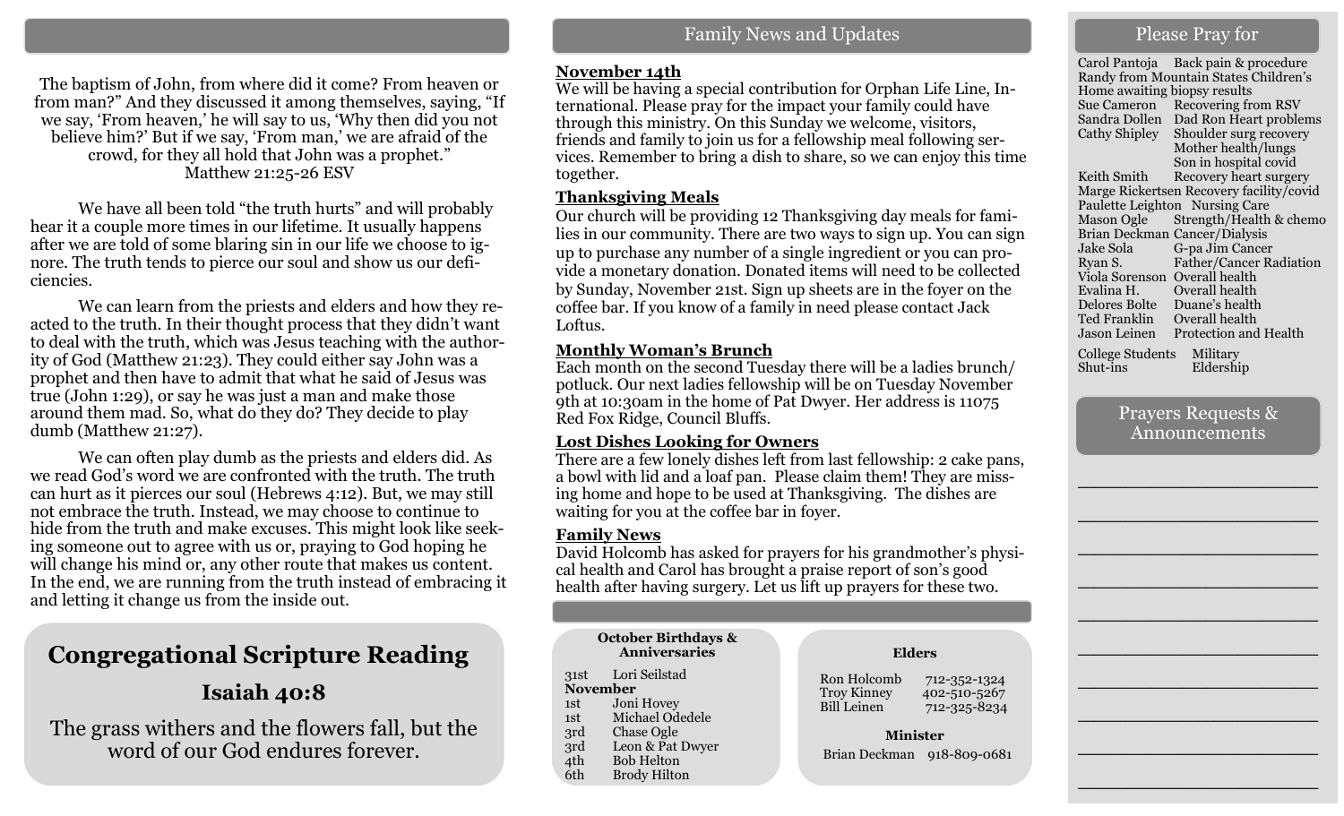The baptism of John, from where did it come? From heaven or from man?" And they discussed it among themselves, saying, "If we say, 'From heaven,' he will say to us, 'Why then did you not believe him?' But if we say, 'From man,' we are afraid of the crowd, for they all hold that John was a prophet."
Matthew 21:25-26 ESV

We have all been told "the truth hurts" and will probably hear it a couple more times in our lifetime. It usually happens after we are told of some blaring sin in our life we choose to ignore. The truth tends to pierce our soul and show us our deficiencies.

We can learn from the priests and elders and how they reacted to the truth. In their thought process that they didn't want to deal with the truth, which was Jesus teaching with the authority of God (Matthew 21:23). They could either say John was a prophet and then have to admit that what he said of Jesus was true (John 1:29), or say he was just a man and make those around them mad. So, what do they do? They decide to play dumb (Matthew 21:27).

We can often play dumb as the priests and elders did. As we read God's word we are confronted with the truth. The truth can hurt as it pierces our soul (Hebrews 4:12). But, we may still not embrace the truth. Instead, we may choose to continue to hide from the truth and make excuses. This might look like seeking someone out to agree with us or, praying to God hoping he will change his mind or, any other route that makes us content. In the end, we are running from the truth instead of embracing it and letting it change us from the inside out.

## Congregational Scripture Reading

### Isaiah 40:8

The grass withers and the flowers fall, but the word of our God endures forever.

## Family News and Updates

**November 14th**

We will be having a special contribution for Orphan Life Line, International. Please pray for the impact your family could have through this ministry. On this Sunday we welcome, visitors, friends and family to join us for a fellowship meal following services. Remember to bring a dish to share, so we can enjoy this time together.

**Thanksgiving Meals**

Our church will be providing 12 Thanksgiving day meals for families in our community. There are two ways to sign up. You can sign up to purchase any number of a single ingredient or you can provide a monetary donation. Donated items will need to be collected by Sunday, November 21st. Sign up sheets are in the foyer on the coffee bar. If you know of a family in need please contact Jack Loftus.

**Monthly Woman's Brunch**

Each month on the second Tuesday there will be a ladies brunch/potluck. Our next ladies fellowship will be on Tuesday November 9th at 10:30am in the home of Pat Dwyer. Her address is 11075 Red Fox Ridge, Council Bluffs.

**Lost Dishes Looking for Owners**

There are a few lonely dishes left from last fellowship: 2 cake pans, a bowl with lid and a loaf pan. Please claim them! They are missing home and hope to be used at Thanksgiving. The dishes are waiting for you at the coffee bar in foyer.

**Family News**

David Holcomb has asked for prayers for his grandmother's physical health and Carol has brought a praise report of son's good health after having surgery. Let us lift up prayers for these two.

**October Birthdays & Anniversaries**

31st Lori Seilstad

**November**

1st Joni Hovey
1st Michael Odedele
3rd Chase Ogle
3rd Leon & Pat Dwyer
4th Bob Helton
6th Brody Hilton

**Elders**

| | |
|---|---|
| Ron Holcomb | 712-352-1324 |
| Troy Kinney | 402-510-5267 |
| Bill Leinen | 712-325-8234 |

**Minister**

Brian Deckman 918-809-0681

## Please Pray for

| | |
|---|---|
| Carol Pantoja | Back pain & procedure |
| Randy from Mountain States Children's Home awaiting biopsy results | |
| Sue Cameron | Recovering from RSV |
| Sandra Dollen | Dad Ron Heart problems |
| Cathy Shipley | Shoulder surg recovery<br>Mother health/lungs<br>Son in hospital covid |
| Keith Smith | Recovery heart surgery |
| Marge Rickertsen | Recovery facility/covid |
| Paulette Leighton | Nursing Care |
| Mason Ogle | Strength/Health & chemo |
| Brian Deckman | Cancer/Dialysis |
| Jake Sola | G-pa Jim Cancer |
| Ryan S. | Father/Cancer Radiation |
| Viola Sorenson | Overall health |
| Evalina H. | Overall health |
| Delores Bolte | Duane's health |
| Ted Franklin | Overall health |
| Jason Leinen | Protection and Health |

College Students — Military
Shut-ins — Eldership

## Prayers Requests & Announcements

\_\_\_\_\_\_\_\_\_\_\_\_\_\_\_\_\_\_\_\_\_\_\_\_
\_\_\_\_\_\_\_\_\_\_\_\_\_\_\_\_\_\_\_\_\_\_\_\_
\_\_\_\_\_\_\_\_\_\_\_\_\_\_\_\_\_\_\_\_\_\_\_\_
\_\_\_\_\_\_\_\_\_\_\_\_\_\_\_\_\_\_\_\_\_\_\_\_
\_\_\_\_\_\_\_\_\_\_\_\_\_\_\_\_\_\_\_\_\_\_\_\_
\_\_\_\_\_\_\_\_\_\_\_\_\_\_\_\_\_\_\_\_\_\_\_\_
\_\_\_\_\_\_\_\_\_\_\_\_\_\_\_\_\_\_\_\_\_\_\_\_
\_\_\_\_\_\_\_\_\_\_\_\_\_\_\_\_\_\_\_\_\_\_\_\_
\_\_\_\_\_\_\_\_\_\_\_\_\_\_\_\_\_\_\_\_\_\_\_\_
\_\_\_\_\_\_\_\_\_\_\_\_\_\_\_\_\_\_\_\_\_\_\_\_